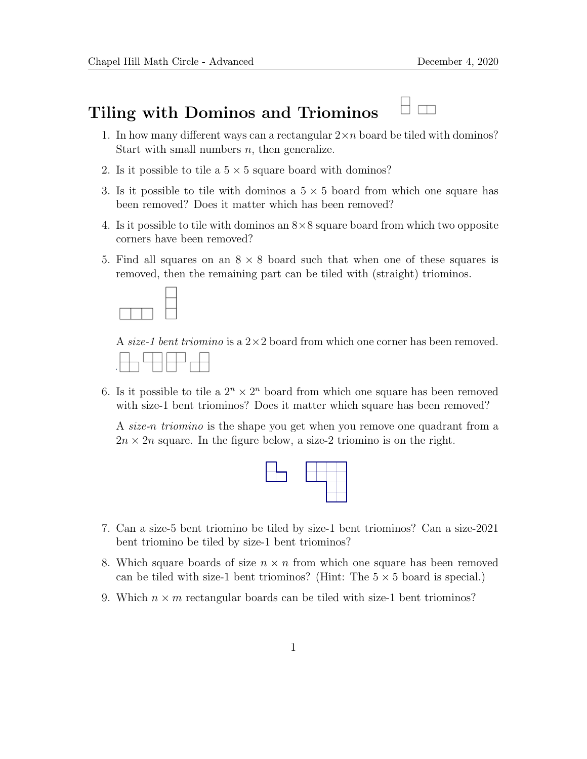# Tiling with Dominos and Triominos

1. In how many different ways can a rectangular $2 \times n$ board be tiled with dominos? Start with small numbers $n$, then generalize.

2. Is it possible to tile a $5 \times 5$ square board with dominos?

3. Is it possible to tile with dominos a $5 \times 5$ board from which one square has been removed? Does it matter which has been removed?

4. Is it possible to tile with dominos an $8 \times 8$ square board from which two opposite corners have been removed?

5. Find all squares on an $8 \times 8$ board such that when one of these squares is removed, then the remaining part can be tiled with (straight) triominos.

   A *size-1 bent triomino* is a $2 \times 2$ board from which one corner has been removed.

6. Is it possible to tile a $2^n \times 2^n$ board from which one square has been removed with size-1 bent triominos? Does it matter which square has been removed?

   A *size-n triomino* is the shape you get when you remove one quadrant from a $2n \times 2n$ square. In the figure below, a size-2 triomino is on the right.

7. Can a size-5 bent triomino be tiled by size-1 bent triominos? Can a size-2021 bent triomino be tiled by size-1 bent triominos?

8. Which square boards of size $n \times n$ from which one square has been removed can be tiled with size-1 bent triominos? (Hint: The $5 \times 5$ board is special.)

9. Which $n \times m$ rectangular boards can be tiled with size-1 bent triominos?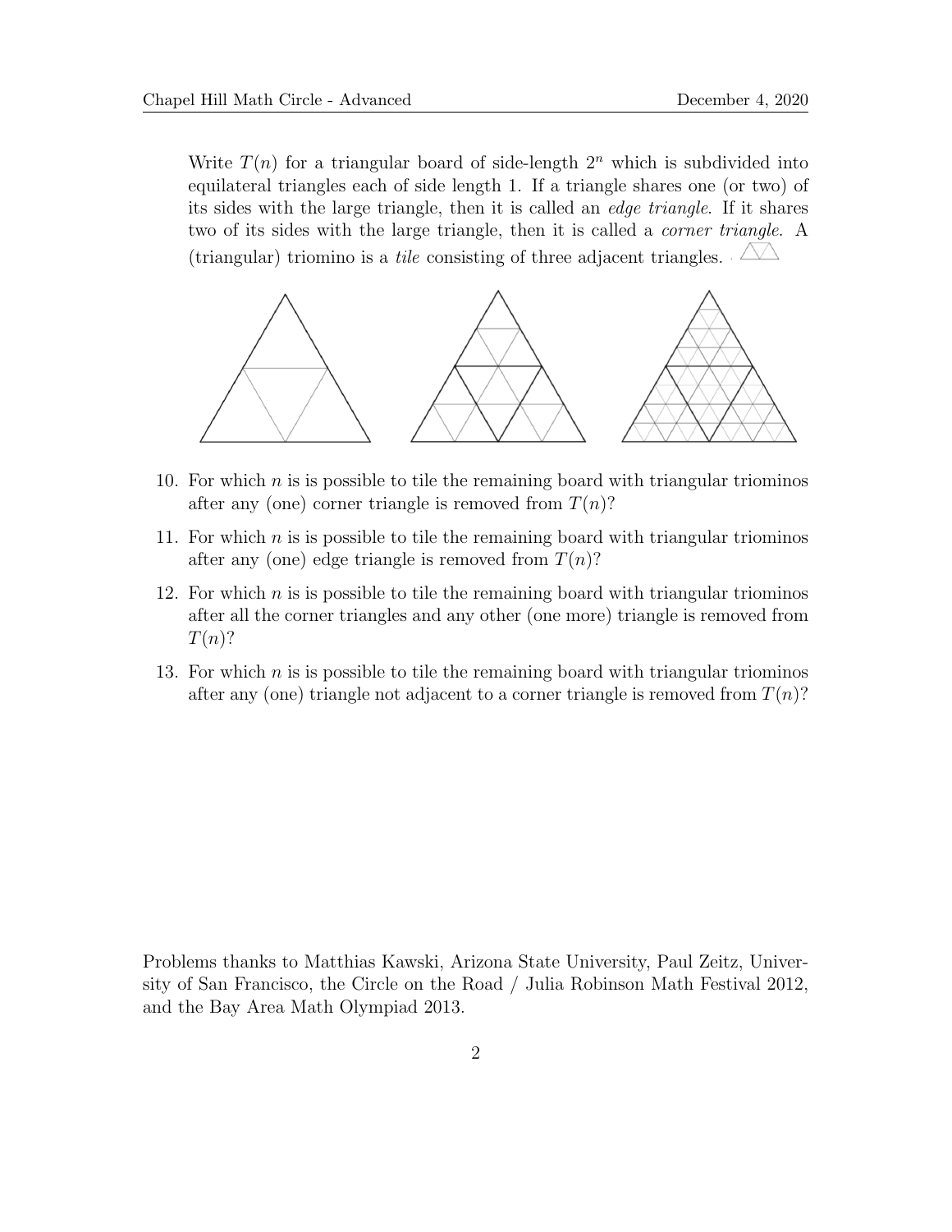Write $T(n)$ for a triangular board of side-length $2^n$ which is subdivided into equilateral triangles each of side length 1. If a triangle shares one (or two) of its sides with the large triangle, then it is called an *edge triangle*. If it shares two of its sides with the large triangle, then it is called a *corner triangle*. A (triangular) triomino is a *tile* consisting of three adjacent triangles.

10. For which $n$ is is possible to tile the remaining board with triangular triominos after any (one) corner triangle is removed from $T(n)$?
11. For which $n$ is is possible to tile the remaining board with triangular triominos after any (one) edge triangle is removed from $T(n)$?
12. For which $n$ is is possible to tile the remaining board with triangular triominos after all the corner triangles and any other (one more) triangle is removed from $T(n)$?
13. For which $n$ is is possible to tile the remaining board with triangular triominos after any (one) triangle not adjacent to a corner triangle is removed from $T(n)$?

Problems thanks to Matthias Kawski, Arizona State University, Paul Zeitz, University of San Francisco, the Circle on the Road / Julia Robinson Math Festival 2012, and the Bay Area Math Olympiad 2013.